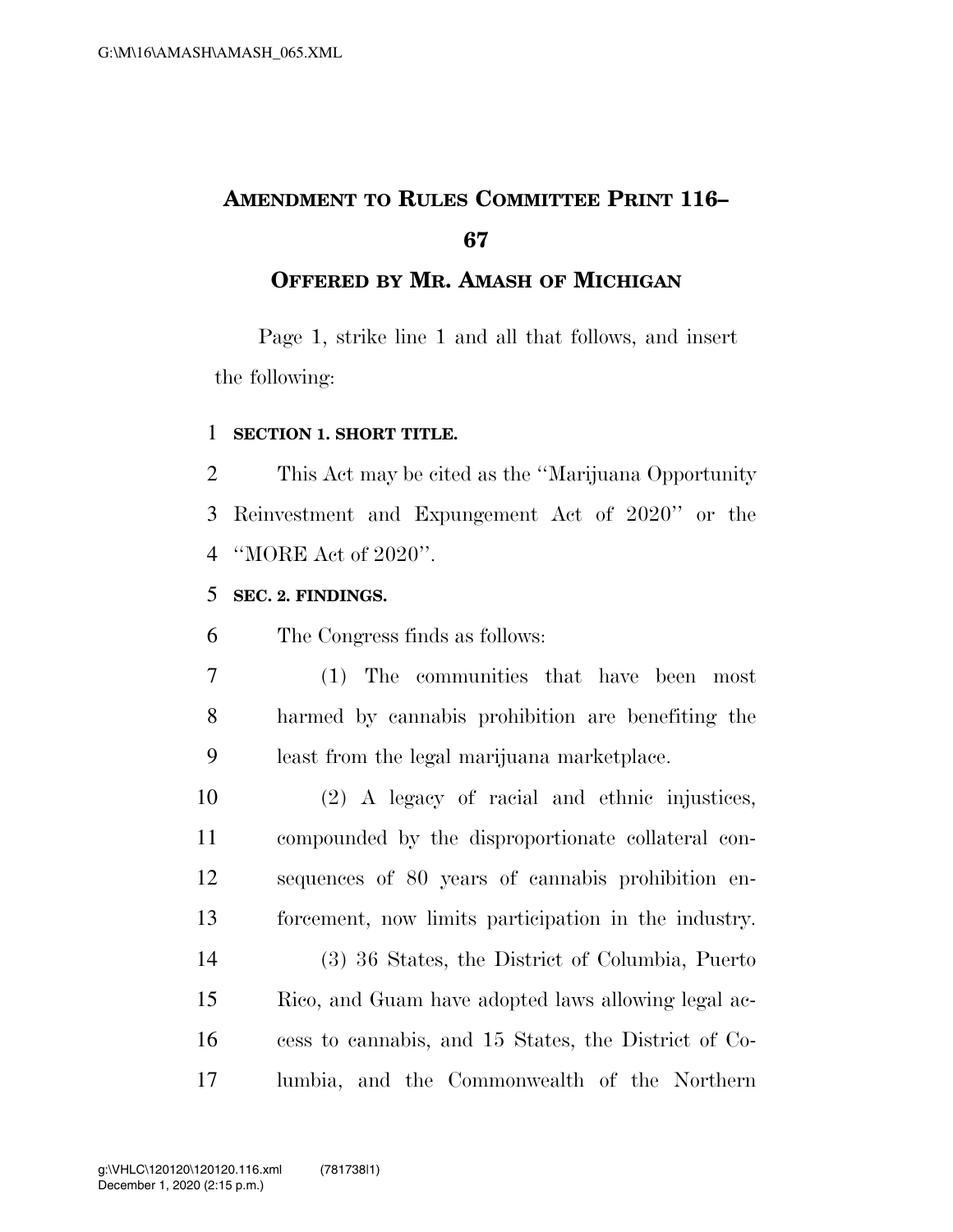# AMENDMENT TO RULES COMMITTEE PRINT 116–67

## OFFERED BY MR. AMASH OF MICHIGAN

Page 1, strike line 1 and all that follows, and insert the following:

**SECTION 1. SHORT TITLE.**

This Act may be cited as the ''Marijuana Opportunity Reinvestment and Expungement Act of 2020'' or the ''MORE Act of 2020''.

**SEC. 2. FINDINGS.**

The Congress finds as follows:

(1) The communities that have been most harmed by cannabis prohibition are benefiting the least from the legal marijuana marketplace.

(2) A legacy of racial and ethnic injustices, compounded by the disproportionate collateral consequences of 80 years of cannabis prohibition enforcement, now limits participation in the industry.

(3) 36 States, the District of Columbia, Puerto Rico, and Guam have adopted laws allowing legal access to cannabis, and 15 States, the District of Columbia, and the Commonwealth of the Northern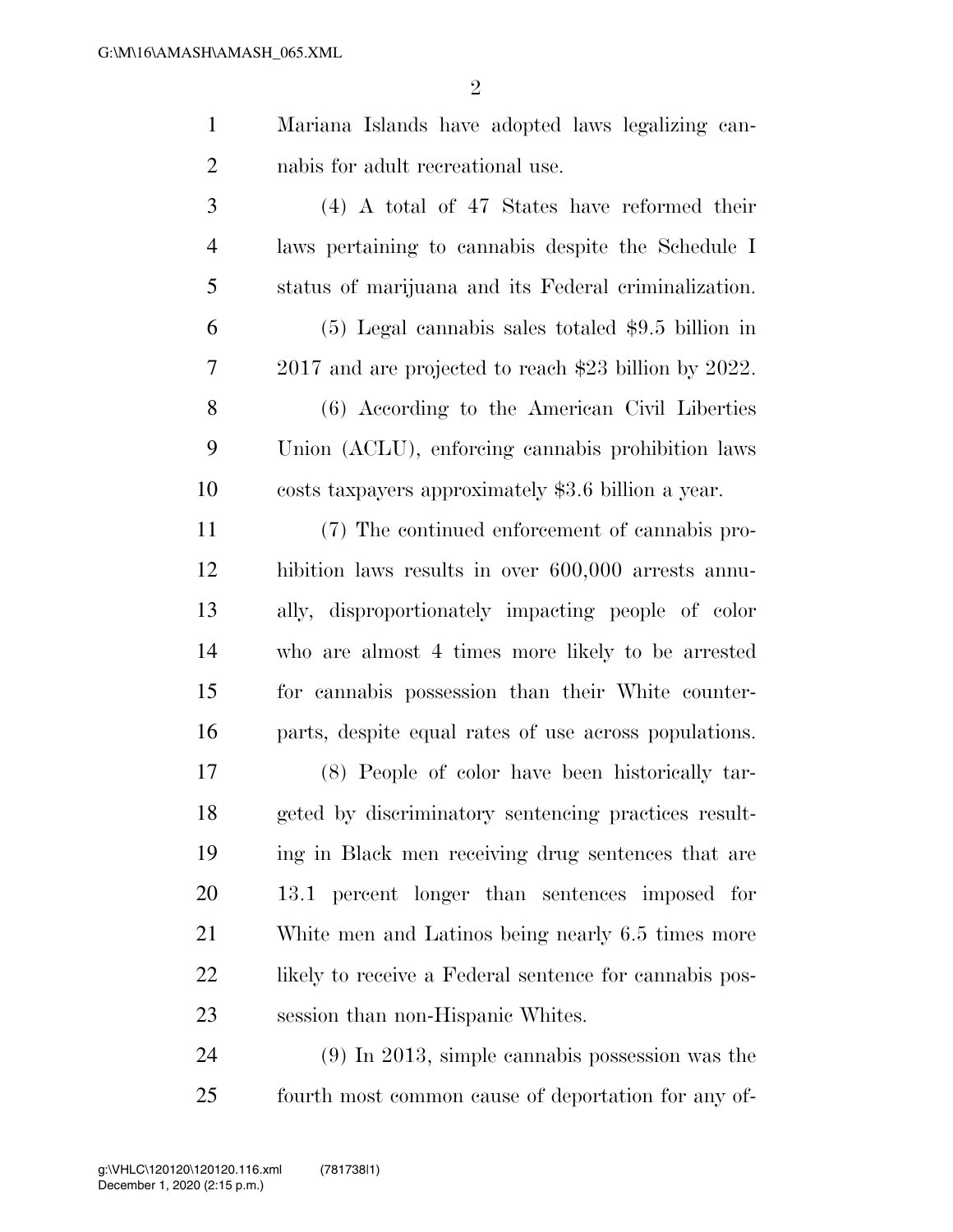Mariana Islands have adopted laws legalizing cannabis for adult recreational use.

(4) A total of 47 States have reformed their laws pertaining to cannabis despite the Schedule I status of marijuana and its Federal criminalization.

(5) Legal cannabis sales totaled $9.5 billion in 2017 and are projected to reach $23 billion by 2022.

(6) According to the American Civil Liberties Union (ACLU), enforcing cannabis prohibition laws costs taxpayers approximately $3.6 billion a year.

(7) The continued enforcement of cannabis prohibition laws results in over 600,000 arrests annually, disproportionately impacting people of color who are almost 4 times more likely to be arrested for cannabis possession than their White counterparts, despite equal rates of use across populations.

(8) People of color have been historically targeted by discriminatory sentencing practices resulting in Black men receiving drug sentences that are 13.1 percent longer than sentences imposed for White men and Latinos being nearly 6.5 times more likely to receive a Federal sentence for cannabis possession than non-Hispanic Whites.

(9) In 2013, simple cannabis possession was the fourth most common cause of deportation for any of-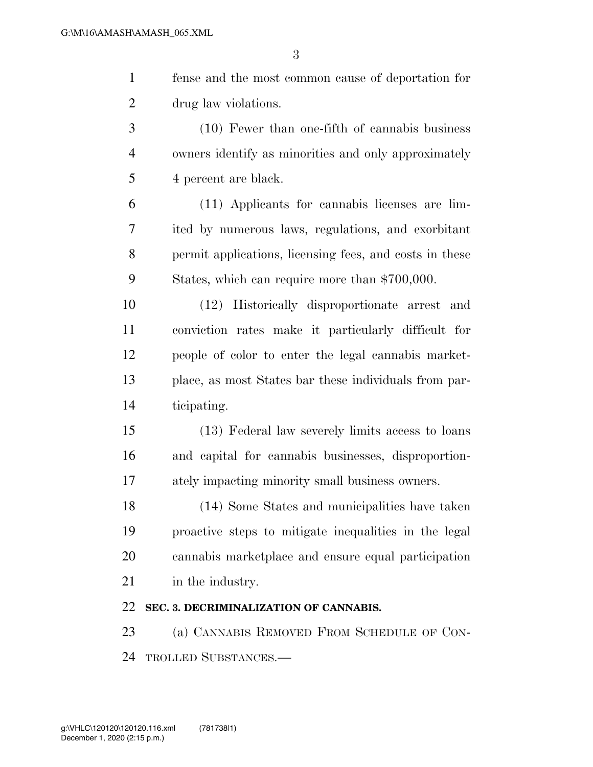fense and the most common cause of deportation for drug law violations.

(10) Fewer than one-fifth of cannabis business owners identify as minorities and only approximately 4 percent are black.

(11) Applicants for cannabis licenses are limited by numerous laws, regulations, and exorbitant permit applications, licensing fees, and costs in these States, which can require more than $700,000.

(12) Historically disproportionate arrest and conviction rates make it particularly difficult for people of color to enter the legal cannabis marketplace, as most States bar these individuals from participating.

(13) Federal law severely limits access to loans and capital for cannabis businesses, disproportionately impacting minority small business owners.

(14) Some States and municipalities have taken proactive steps to mitigate inequalities in the legal cannabis marketplace and ensure equal participation in the industry.

**SEC. 3. DECRIMINALIZATION OF CANNABIS.**

(a) CANNABIS REMOVED FROM SCHEDULE OF CONTROLLED SUBSTANCES.—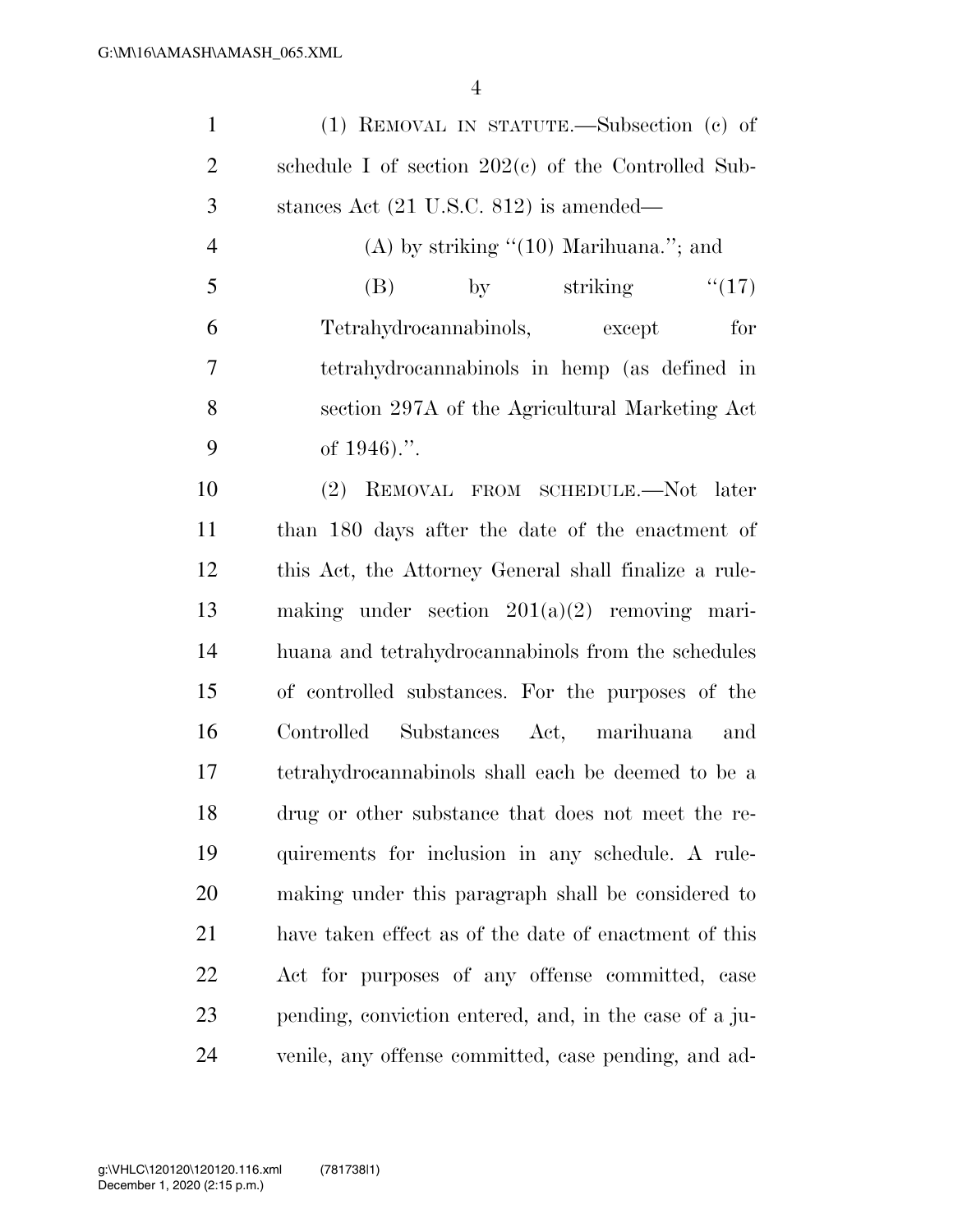(1) REMOVAL IN STATUTE.—Subsection (c) of schedule I of section 202(c) of the Controlled Substances Act (21 U.S.C. 812) is amended—

(A) by striking ''(10) Marihuana.''; and

(B) by striking ''(17) Tetrahydrocannabinols, except for tetrahydrocannabinols in hemp (as defined in section 297A of the Agricultural Marketing Act of 1946).''.

(2) REMOVAL FROM SCHEDULE.—Not later than 180 days after the date of the enactment of this Act, the Attorney General shall finalize a rulemaking under section 201(a)(2) removing marihuana and tetrahydrocannabinols from the schedules of controlled substances. For the purposes of the Controlled Substances Act, marihuana and tetrahydrocannabinols shall each be deemed to be a drug or other substance that does not meet the requirements for inclusion in any schedule. A rulemaking under this paragraph shall be considered to have taken effect as of the date of enactment of this Act for purposes of any offense committed, case pending, conviction entered, and, in the case of a juvenile, any offense committed, case pending, and ad-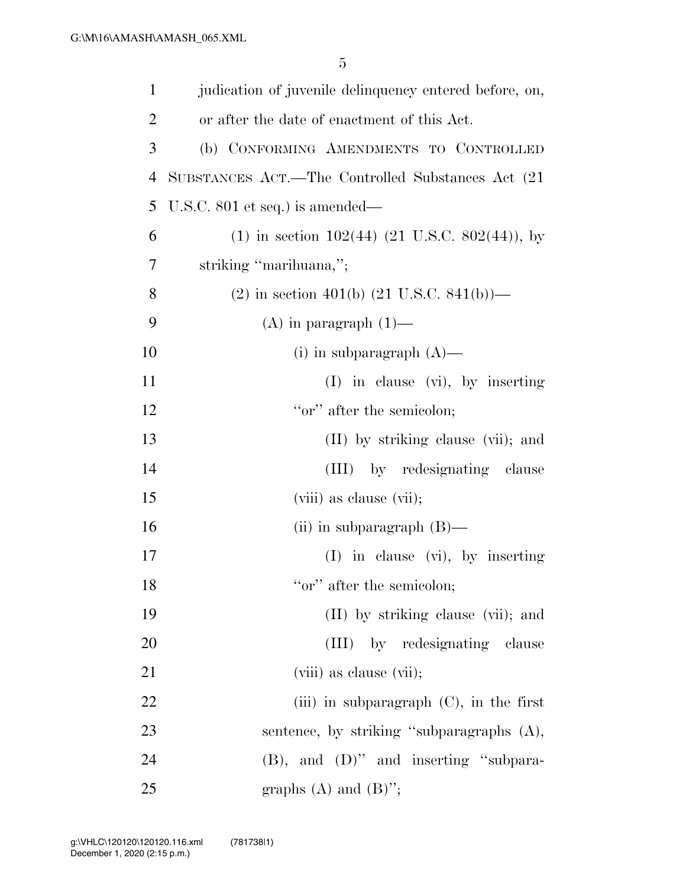judication of juvenile delinquency entered before, on, or after the date of enactment of this Act.

(b) CONFORMING AMENDMENTS TO CONTROLLED SUBSTANCES ACT.—The Controlled Substances Act (21 U.S.C. 801 et seq.) is amended—

(1) in section 102(44) (21 U.S.C. 802(44)), by striking "marihuana,";

(2) in section 401(b) (21 U.S.C. 841(b))—

(A) in paragraph (1)—

(i) in subparagraph (A)—

(I) in clause (vi), by inserting "or" after the semicolon;

(II) by striking clause (vii); and

(III) by redesignating clause (viii) as clause (vii);

(ii) in subparagraph (B)—

(I) in clause (vi), by inserting "or" after the semicolon;

(II) by striking clause (vii); and

(III) by redesignating clause (viii) as clause (vii);

(iii) in subparagraph (C), in the first sentence, by striking "subparagraphs (A), (B), and (D)" and inserting "subparagraphs (A) and (B)";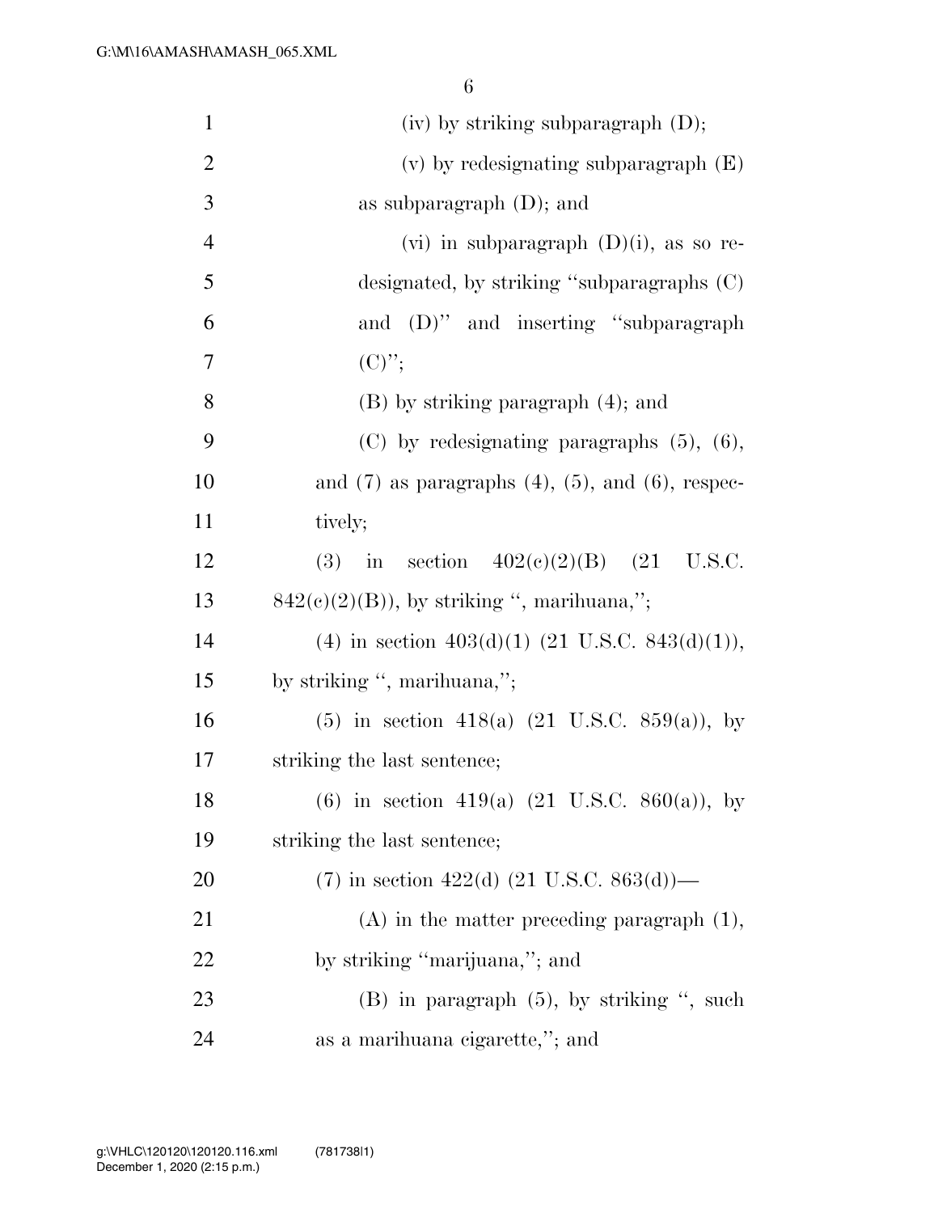(iv) by striking subparagraph (D);

(v) by redesignating subparagraph (E) as subparagraph (D); and

(vi) in subparagraph (D)(i), as so redesignated, by striking "subparagraphs (C) and (D)" and inserting "subparagraph (C)";

(B) by striking paragraph (4); and

(C) by redesignating paragraphs (5), (6), and (7) as paragraphs (4), (5), and (6), respectively;

(3) in section 402(c)(2)(B) (21 U.S.C. 842(c)(2)(B)), by striking ", marihuana,";

(4) in section 403(d)(1) (21 U.S.C. 843(d)(1)), by striking ", marihuana,";

(5) in section 418(a) (21 U.S.C. 859(a)), by striking the last sentence;

(6) in section 419(a) (21 U.S.C. 860(a)), by striking the last sentence;

(7) in section 422(d) (21 U.S.C. 863(d))—

(A) in the matter preceding paragraph (1), by striking "marijuana,"; and

(B) in paragraph (5), by striking ", such as a marihuana cigarette,"; and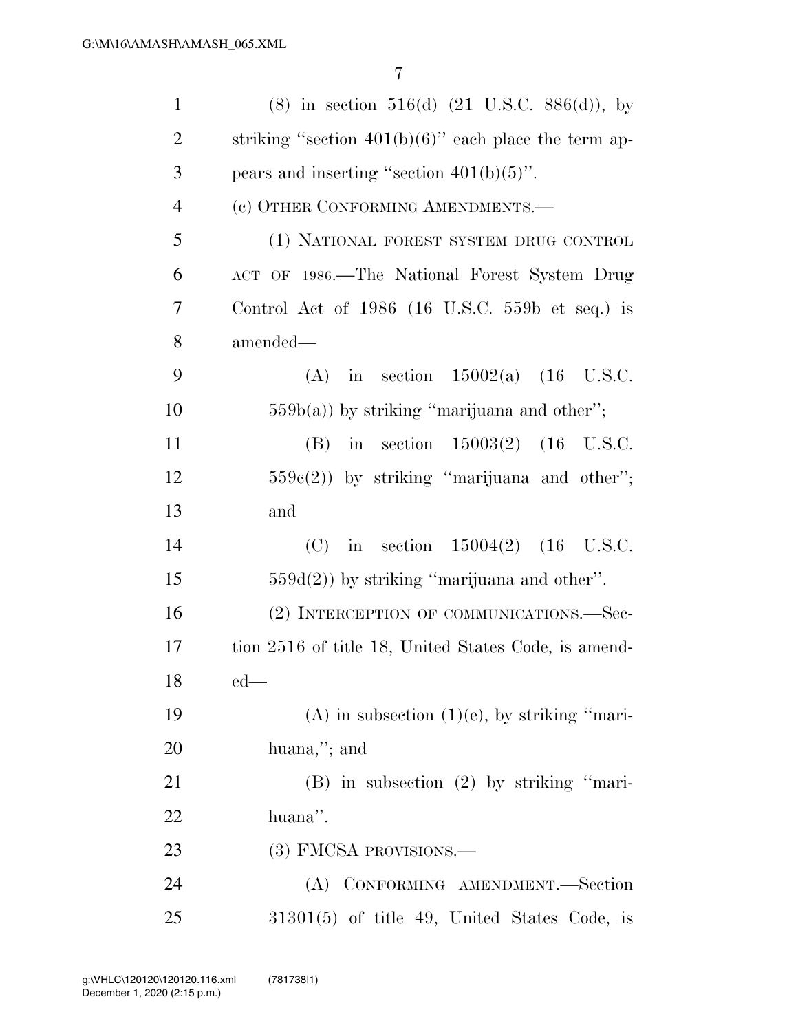(8) in section 516(d) (21 U.S.C. 886(d)), by striking "section 401(b)(6)" each place the term appears and inserting "section 401(b)(5)".

(c) OTHER CONFORMING AMENDMENTS.—

(1) NATIONAL FOREST SYSTEM DRUG CONTROL ACT OF 1986.—The National Forest System Drug Control Act of 1986 (16 U.S.C. 559b et seq.) is amended—

(A) in section 15002(a) (16 U.S.C. 559b(a)) by striking "marijuana and other";

(B) in section 15003(2) (16 U.S.C. 559c(2)) by striking "marijuana and other"; and

(C) in section 15004(2) (16 U.S.C. 559d(2)) by striking "marijuana and other".

(2) INTERCEPTION OF COMMUNICATIONS.—Section 2516 of title 18, United States Code, is amended—

(A) in subsection (1)(e), by striking "marihuana,"; and

(B) in subsection (2) by striking "marihuana".

(3) FMCSA PROVISIONS.—

(A) CONFORMING AMENDMENT.—Section 31301(5) of title 49, United States Code, is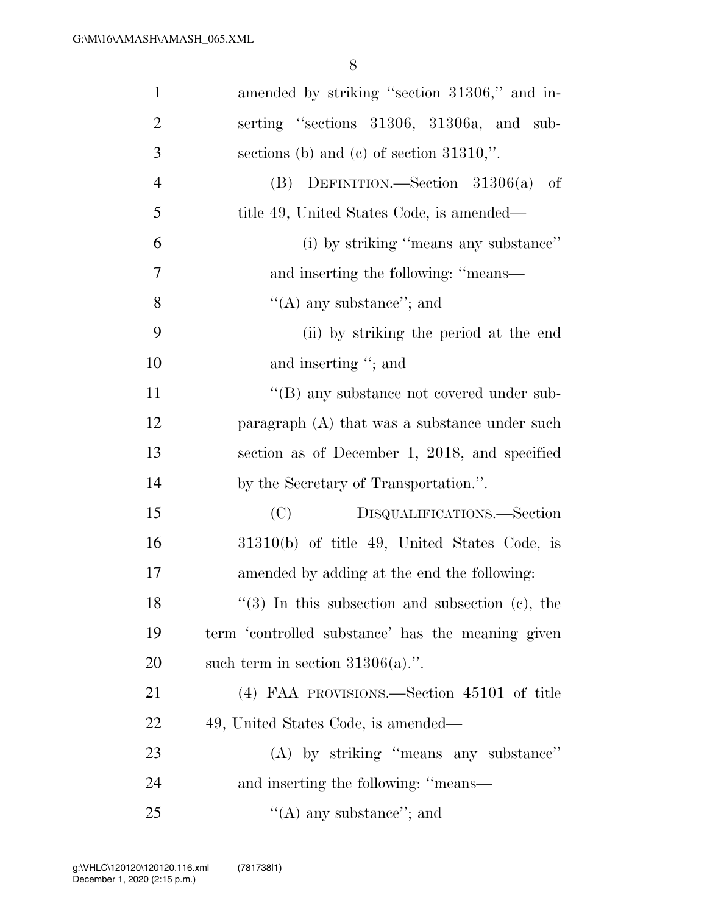amended by striking "section 31306," and inserting "sections 31306, 31306a, and subsections (b) and (c) of section 31310,".

(B) DEFINITION.—Section 31306(a) of title 49, United States Code, is amended—

(i) by striking "means any substance" and inserting the following: "means—

"(A) any substance"; and

(ii) by striking the period at the end and inserting "; and

"(B) any substance not covered under subparagraph (A) that was a substance under such section as of December 1, 2018, and specified by the Secretary of Transportation.".

(C) DISQUALIFICATIONS.—Section 31310(b) of title 49, United States Code, is amended by adding at the end the following:

"(3) In this subsection and subsection (c), the term 'controlled substance' has the meaning given such term in section 31306(a).".

(4) FAA PROVISIONS.—Section 45101 of title 49, United States Code, is amended—

(A) by striking "means any substance" and inserting the following: "means—

"(A) any substance"; and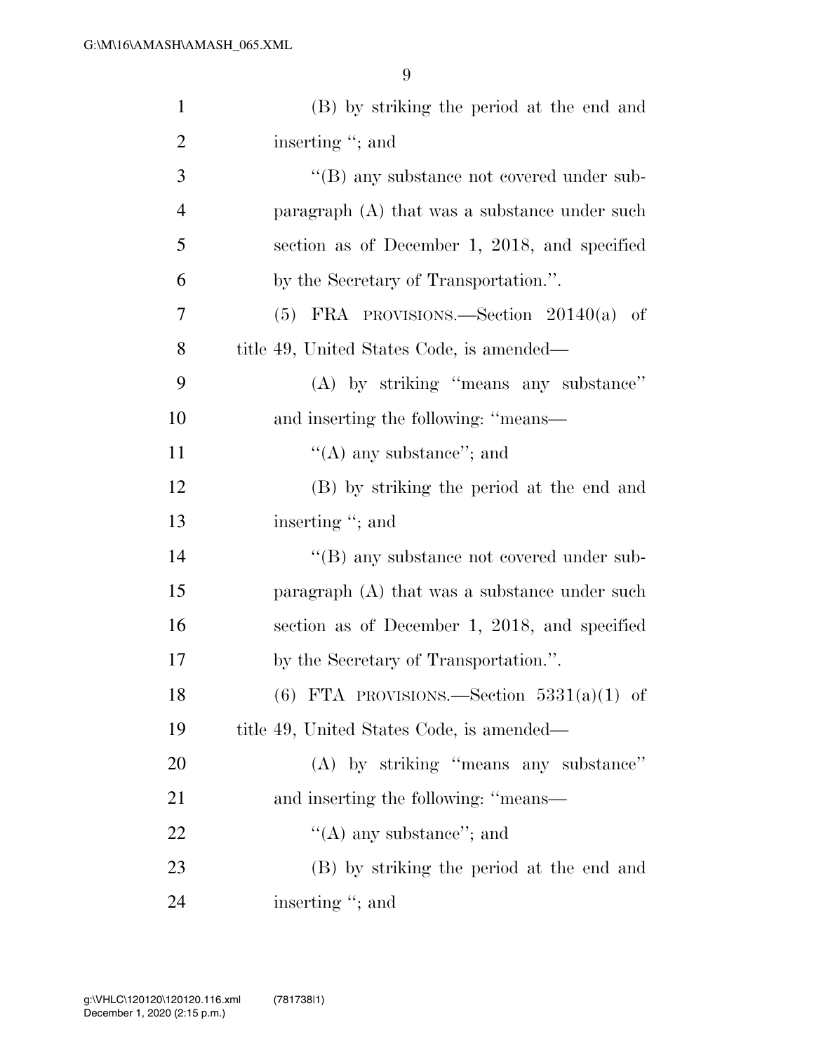(B) by striking the period at the end and inserting "; and

"(B) any substance not covered under subparagraph (A) that was a substance under such section as of December 1, 2018, and specified by the Secretary of Transportation.".

(5) FRA PROVISIONS.—Section 20140(a) of title 49, United States Code, is amended—

(A) by striking "means any substance" and inserting the following: "means—

"(A) any substance"; and

(B) by striking the period at the end and inserting "; and

"(B) any substance not covered under subparagraph (A) that was a substance under such section as of December 1, 2018, and specified by the Secretary of Transportation.".

(6) FTA PROVISIONS.—Section 5331(a)(1) of title 49, United States Code, is amended—

(A) by striking "means any substance" and inserting the following: "means—

"(A) any substance"; and

(B) by striking the period at the end and inserting "; and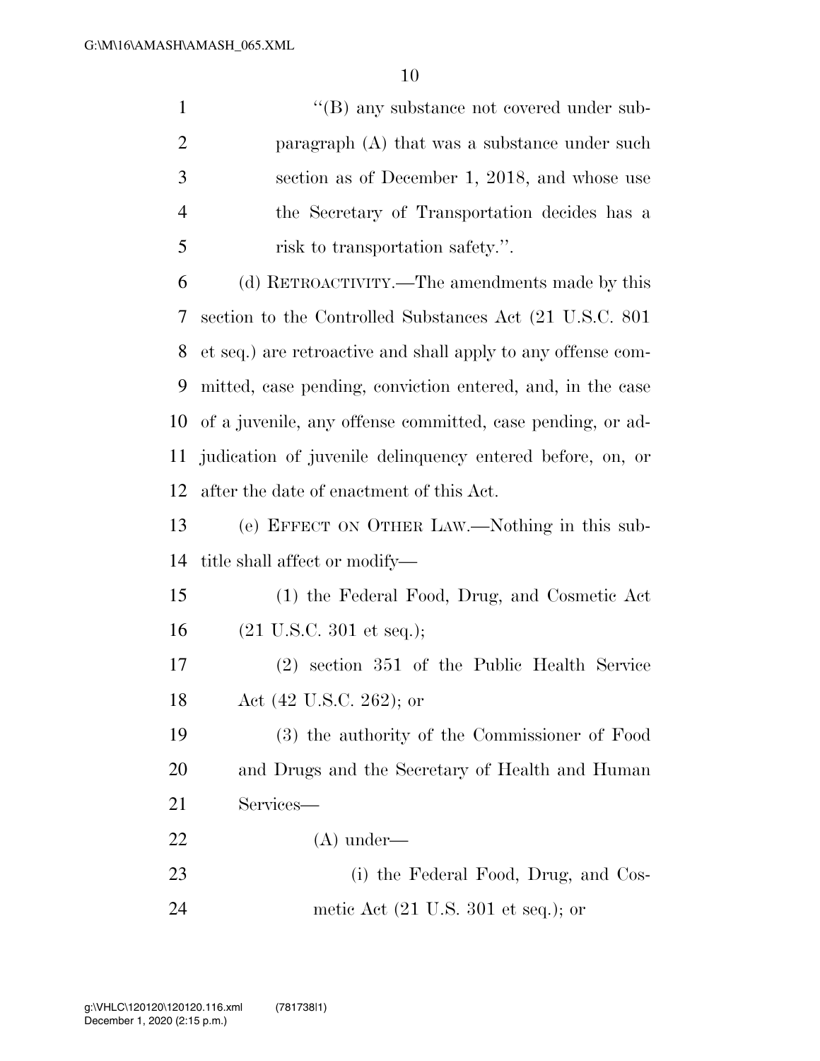"(B) any substance not covered under subparagraph (A) that was a substance under such section as of December 1, 2018, and whose use the Secretary of Transportation decides has a risk to transportation safety.".

(d) RETROACTIVITY.—The amendments made by this section to the Controlled Substances Act (21 U.S.C. 801 et seq.) are retroactive and shall apply to any offense committed, case pending, conviction entered, and, in the case of a juvenile, any offense committed, case pending, or adjudication of juvenile delinquency entered before, on, or after the date of enactment of this Act.

(e) EFFECT ON OTHER LAW.—Nothing in this subtitle shall affect or modify—

(1) the Federal Food, Drug, and Cosmetic Act (21 U.S.C. 301 et seq.);

(2) section 351 of the Public Health Service Act (42 U.S.C. 262); or

(3) the authority of the Commissioner of Food and Drugs and the Secretary of Health and Human Services—

(A) under—

(i) the Federal Food, Drug, and Cosmetic Act (21 U.S. 301 et seq.); or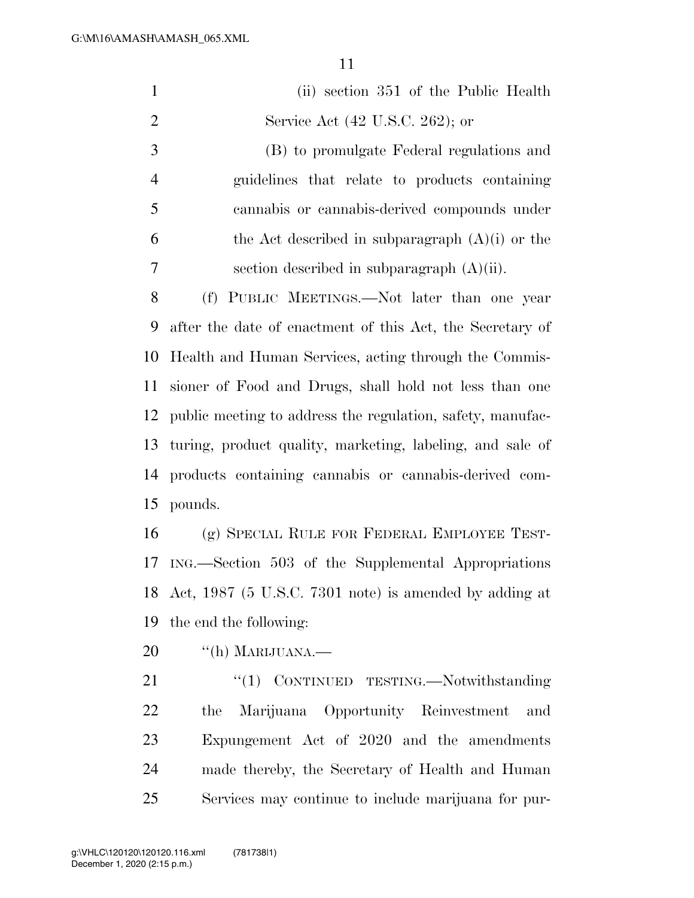(ii) section 351 of the Public Health Service Act (42 U.S.C. 262); or

(B) to promulgate Federal regulations and guidelines that relate to products containing cannabis or cannabis-derived compounds under the Act described in subparagraph (A)(i) or the section described in subparagraph (A)(ii).

(f) PUBLIC MEETINGS.—Not later than one year after the date of enactment of this Act, the Secretary of Health and Human Services, acting through the Commissioner of Food and Drugs, shall hold not less than one public meeting to address the regulation, safety, manufacturing, product quality, marketing, labeling, and sale of products containing cannabis or cannabis-derived compounds.

(g) SPECIAL RULE FOR FEDERAL EMPLOYEE TESTING.—Section 503 of the Supplemental Appropriations Act, 1987 (5 U.S.C. 7301 note) is amended by adding at the end the following:

"(h) MARIJUANA.—

"(1) CONTINUED TESTING.—Notwithstanding the Marijuana Opportunity Reinvestment and Expungement Act of 2020 and the amendments made thereby, the Secretary of Health and Human Services may continue to include marijuana for pur-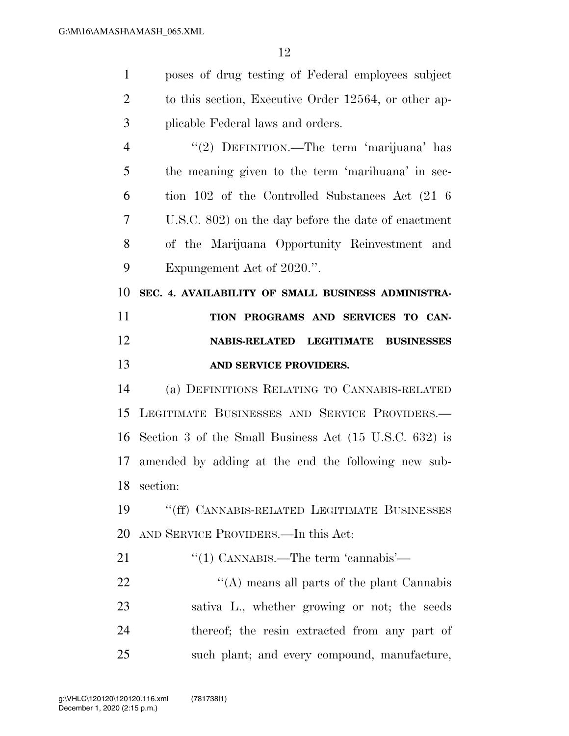poses of drug testing of Federal employees subject to this section, Executive Order 12564, or other applicable Federal laws and orders.

"(2) DEFINITION.—The term 'marijuana' has the meaning given to the term 'marihuana' in section 102 of the Controlled Substances Act (21 U.S.C. 802) on the day before the date of enactment of the Marijuana Opportunity Reinvestment and Expungement Act of 2020.".

**SEC. 4. AVAILABILITY OF SMALL BUSINESS ADMINISTRATION PROGRAMS AND SERVICES TO CANNABIS-RELATED LEGITIMATE BUSINESSES AND SERVICE PROVIDERS.**

(a) DEFINITIONS RELATING TO CANNABIS-RELATED LEGITIMATE BUSINESSES AND SERVICE PROVIDERS.—Section 3 of the Small Business Act (15 U.S.C. 632) is amended by adding at the end the following new subsection:

"(ff) CANNABIS-RELATED LEGITIMATE BUSINESSES AND SERVICE PROVIDERS.—In this Act:

"(1) CANNABIS.—The term 'cannabis'—

"(A) means all parts of the plant Cannabis sativa L., whether growing or not; the seeds thereof; the resin extracted from any part of such plant; and every compound, manufacture,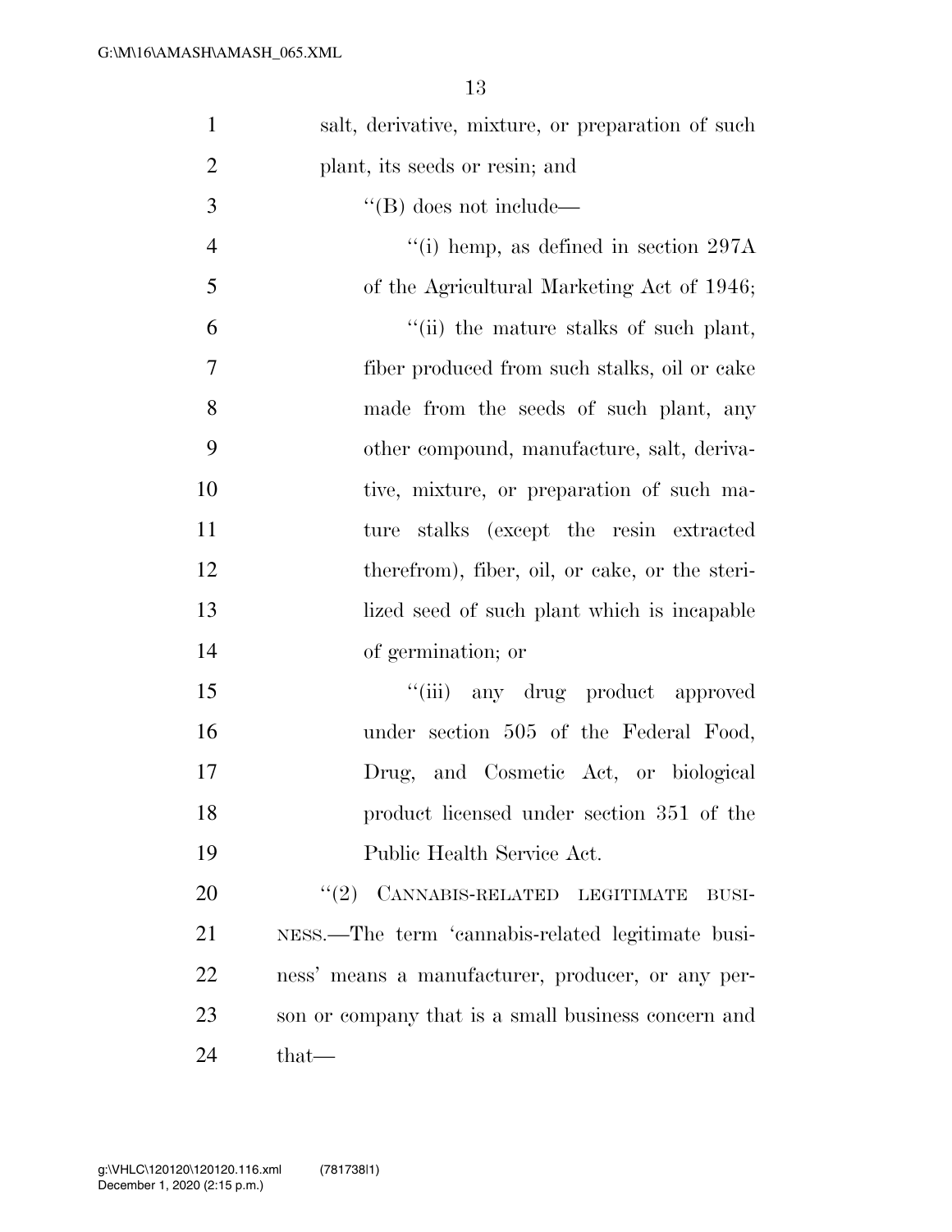salt, derivative, mixture, or preparation of such plant, its seeds or resin; and

''(B) does not include—

''(i) hemp, as defined in section 297A of the Agricultural Marketing Act of 1946;

''(ii) the mature stalks of such plant, fiber produced from such stalks, oil or cake made from the seeds of such plant, any other compound, manufacture, salt, derivative, mixture, or preparation of such mature stalks (except the resin extracted therefrom), fiber, oil, or cake, or the sterilized seed of such plant which is incapable of germination; or

''(iii) any drug product approved under section 505 of the Federal Food, Drug, and Cosmetic Act, or biological product licensed under section 351 of the Public Health Service Act.

''(2) CANNABIS-RELATED LEGITIMATE BUSINESS.—The term 'cannabis-related legitimate business' means a manufacturer, producer, or any person or company that is a small business concern and that—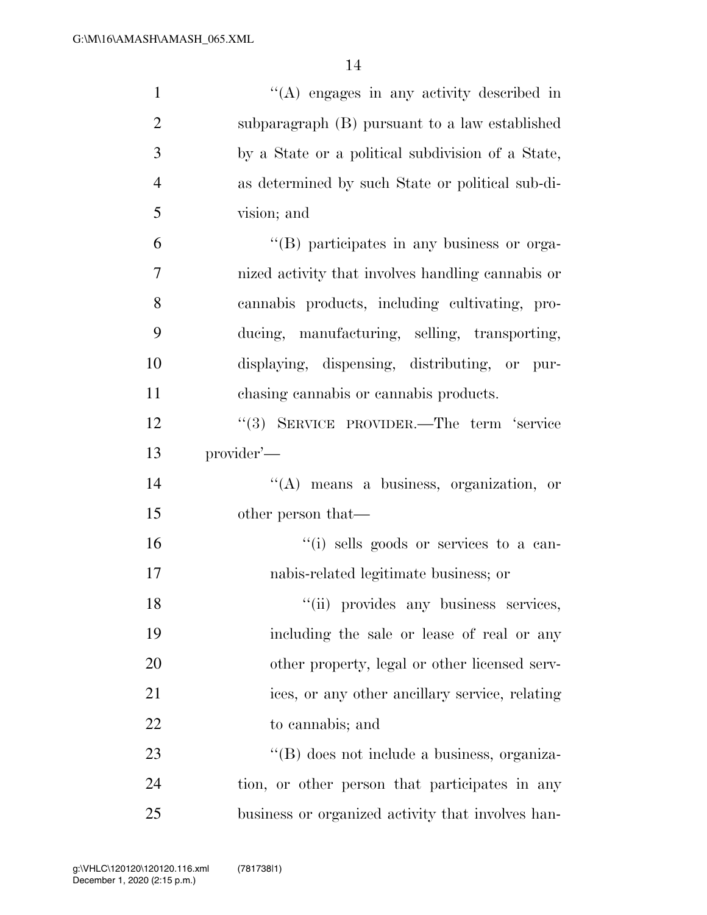''(A) engages in any activity described in subparagraph (B) pursuant to a law established by a State or a political subdivision of a State, as determined by such State or political sub-division; and

''(B) participates in any business or organized activity that involves handling cannabis or cannabis products, including cultivating, producing, manufacturing, selling, transporting, displaying, dispensing, distributing, or purchasing cannabis or cannabis products.

''(3) SERVICE PROVIDER.—The term 'service provider'—

''(A) means a business, organization, or other person that—

''(i) sells goods or services to a cannabis-related legitimate business; or

''(ii) provides any business services, including the sale or lease of real or any other property, legal or other licensed services, or any other ancillary service, relating to cannabis; and

''(B) does not include a business, organization, or other person that participates in any business or organized activity that involves han-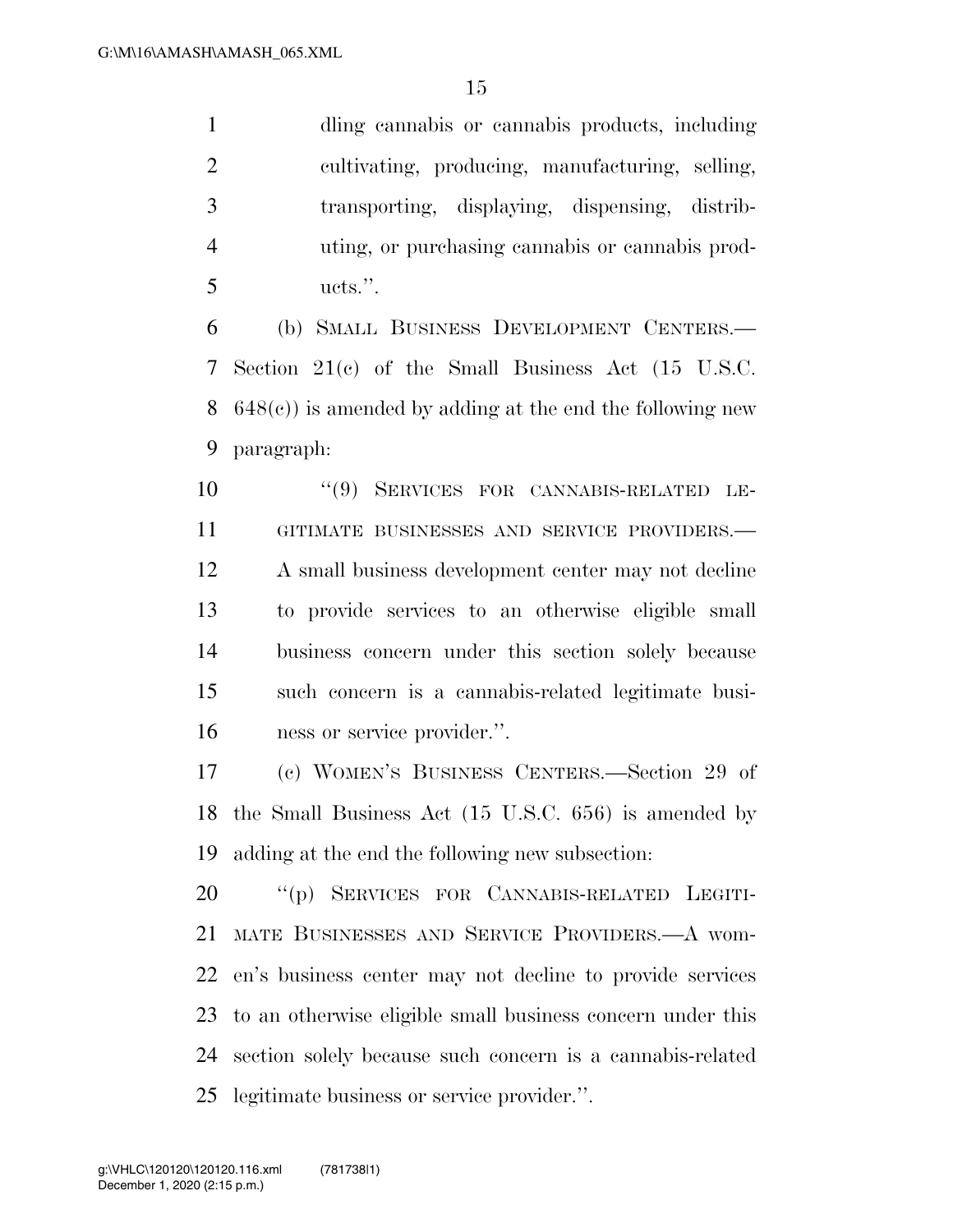dling cannabis or cannabis products, including cultivating, producing, manufacturing, selling, transporting, displaying, dispensing, distributing, or purchasing cannabis or cannabis products.''.

(b) SMALL BUSINESS DEVELOPMENT CENTERS.—Section 21(c) of the Small Business Act (15 U.S.C. 648(c)) is amended by adding at the end the following new paragraph:

"(9) SERVICES FOR CANNABIS-RELATED LEGITIMATE BUSINESSES AND SERVICE PROVIDERS.—A small business development center may not decline to provide services to an otherwise eligible small business concern under this section solely because such concern is a cannabis-related legitimate business or service provider.''.

(c) WOMEN'S BUSINESS CENTERS.—Section 29 of the Small Business Act (15 U.S.C. 656) is amended by adding at the end the following new subsection:

"(p) SERVICES FOR CANNABIS-RELATED LEGITIMATE BUSINESSES AND SERVICE PROVIDERS.—A women's business center may not decline to provide services to an otherwise eligible small business concern under this section solely because such concern is a cannabis-related legitimate business or service provider.''.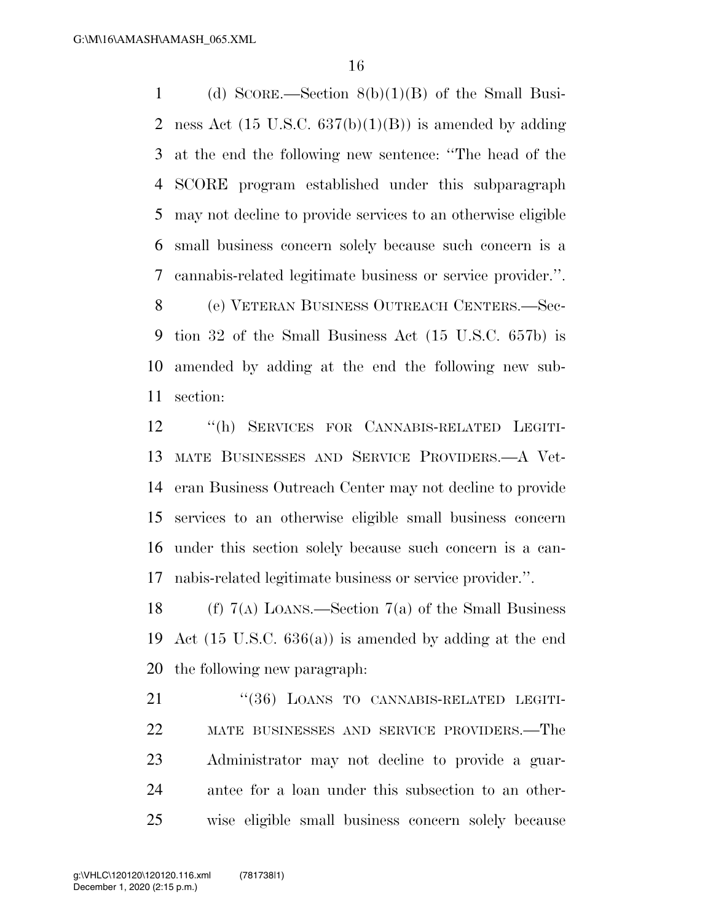(d) SCORE.—Section 8(b)(1)(B) of the Small Business Act (15 U.S.C. 637(b)(1)(B)) is amended by adding at the end the following new sentence: ''The head of the SCORE program established under this subparagraph may not decline to provide services to an otherwise eligible small business concern solely because such concern is a cannabis-related legitimate business or service provider.''.

(e) VETERAN BUSINESS OUTREACH CENTERS.—Section 32 of the Small Business Act (15 U.S.C. 657b) is amended by adding at the end the following new subsection:

''(h) SERVICES FOR CANNABIS-RELATED LEGITIMATE BUSINESSES AND SERVICE PROVIDERS.—A Veteran Business Outreach Center may not decline to provide services to an otherwise eligible small business concern under this section solely because such concern is a cannabis-related legitimate business or service provider.''.

(f) 7(A) LOANS.—Section 7(a) of the Small Business Act (15 U.S.C. 636(a)) is amended by adding at the end the following new paragraph:

''(36) LOANS TO CANNABIS-RELATED LEGITIMATE BUSINESSES AND SERVICE PROVIDERS.—The Administrator may not decline to provide a guarantee for a loan under this subsection to an otherwise eligible small business concern solely because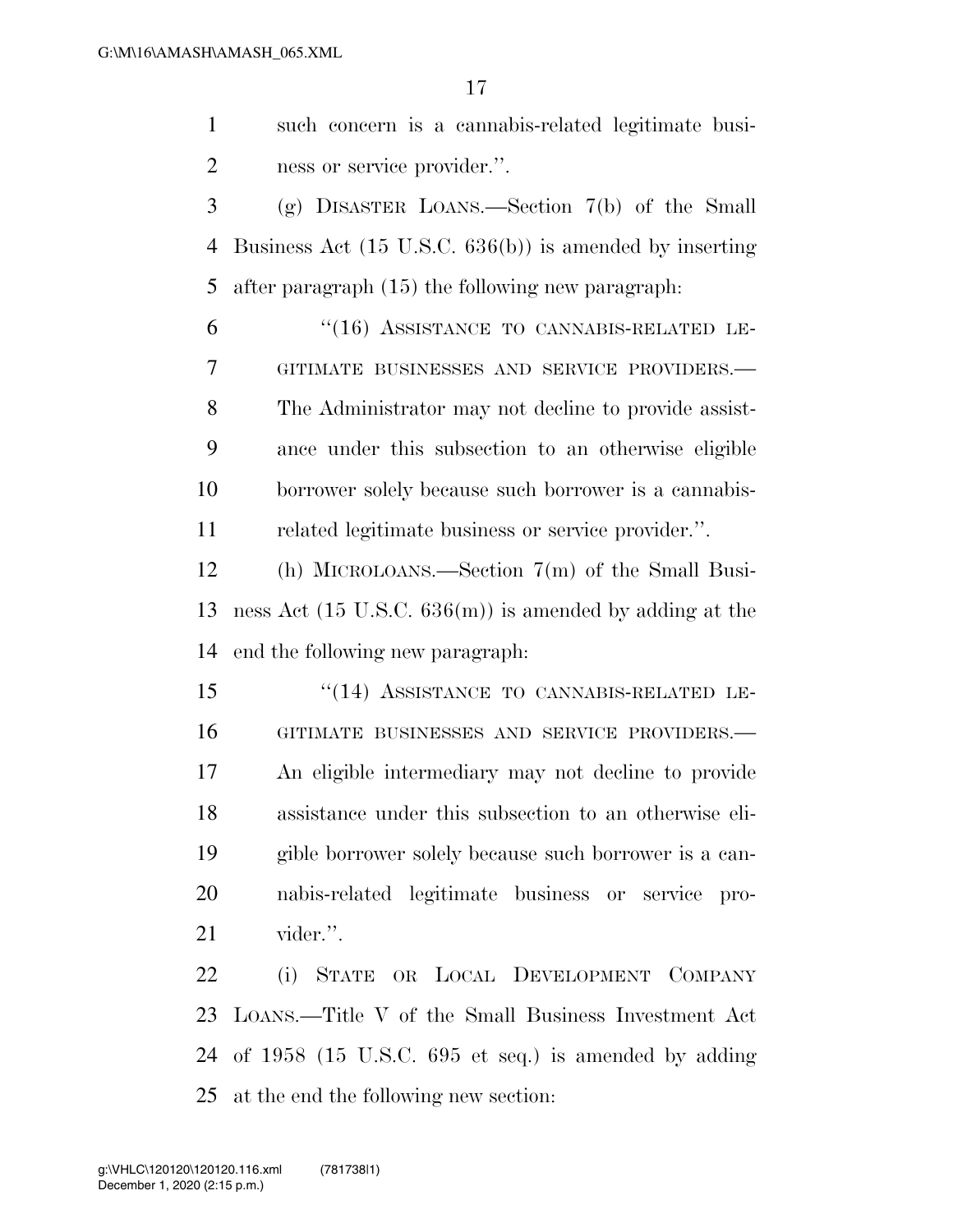such concern is a cannabis-related legitimate business or service provider.''.

(g) DISASTER LOANS.—Section 7(b) of the Small Business Act (15 U.S.C. 636(b)) is amended by inserting after paragraph (15) the following new paragraph:

"(16) ASSISTANCE TO CANNABIS-RELATED LEGITIMATE BUSINESSES AND SERVICE PROVIDERS.—The Administrator may not decline to provide assistance under this subsection to an otherwise eligible borrower solely because such borrower is a cannabis-related legitimate business or service provider.''.

(h) MICROLOANS.—Section 7(m) of the Small Business Act (15 U.S.C. 636(m)) is amended by adding at the end the following new paragraph:

"(14) ASSISTANCE TO CANNABIS-RELATED LEGITIMATE BUSINESSES AND SERVICE PROVIDERS.—An eligible intermediary may not decline to provide assistance under this subsection to an otherwise eligible borrower solely because such borrower is a cannabis-related legitimate business or service provider.''.

(i) STATE OR LOCAL DEVELOPMENT COMPANY LOANS.—Title V of the Small Business Investment Act of 1958 (15 U.S.C. 695 et seq.) is amended by adding at the end the following new section: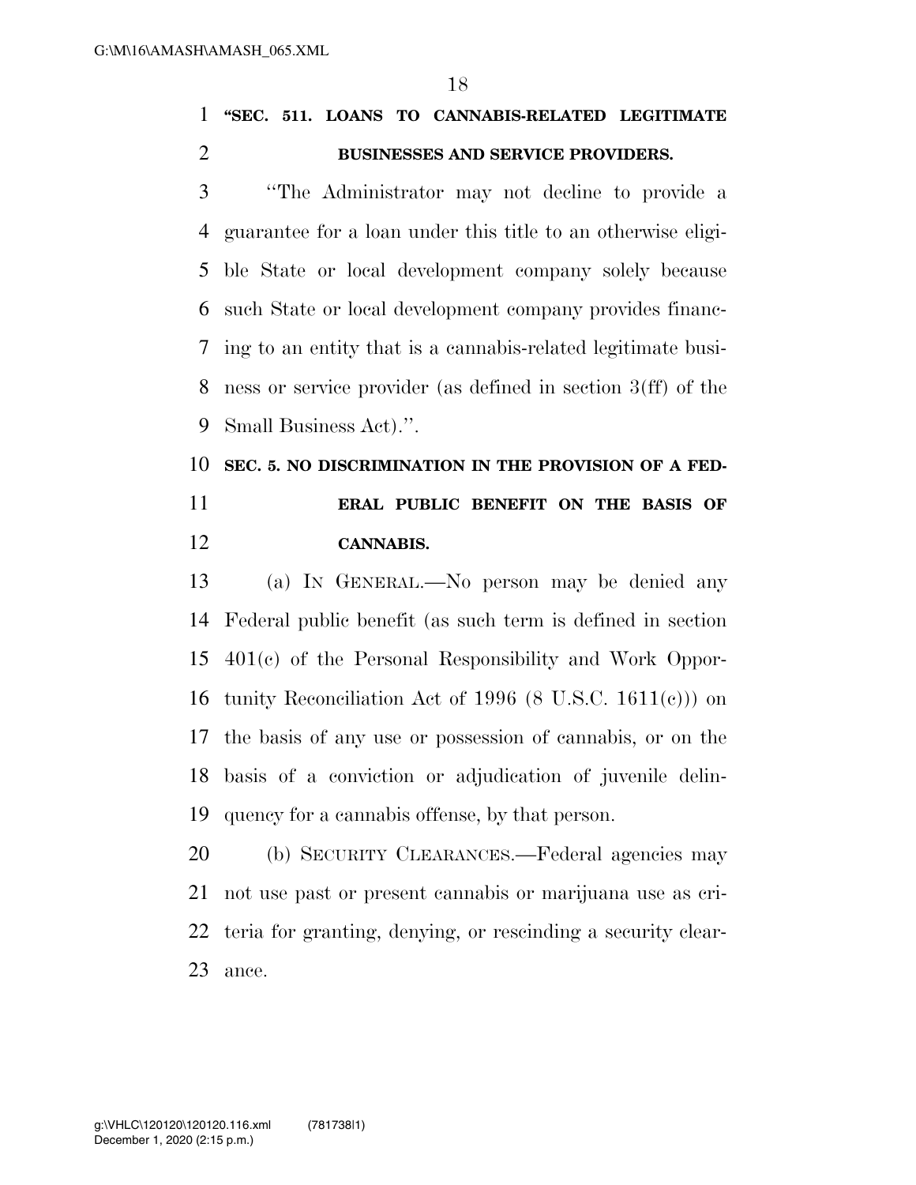**"SEC. 511. LOANS TO CANNABIS-RELATED LEGITIMATE BUSINESSES AND SERVICE PROVIDERS.**

"The Administrator may not decline to provide a guarantee for a loan under this title to an otherwise eligible State or local development company solely because such State or local development company provides financing to an entity that is a cannabis-related legitimate business or service provider (as defined in section 3(ff) of the Small Business Act).".

**SEC. 5. NO DISCRIMINATION IN THE PROVISION OF A FEDERAL PUBLIC BENEFIT ON THE BASIS OF CANNABIS.**

(a) IN GENERAL.—No person may be denied any Federal public benefit (as such term is defined in section 401(c) of the Personal Responsibility and Work Opportunity Reconciliation Act of 1996 (8 U.S.C. 1611(c))) on the basis of any use or possession of cannabis, or on the basis of a conviction or adjudication of juvenile delinquency for a cannabis offense, by that person.

(b) SECURITY CLEARANCES.—Federal agencies may not use past or present cannabis or marijuana use as criteria for granting, denying, or rescinding a security clearance.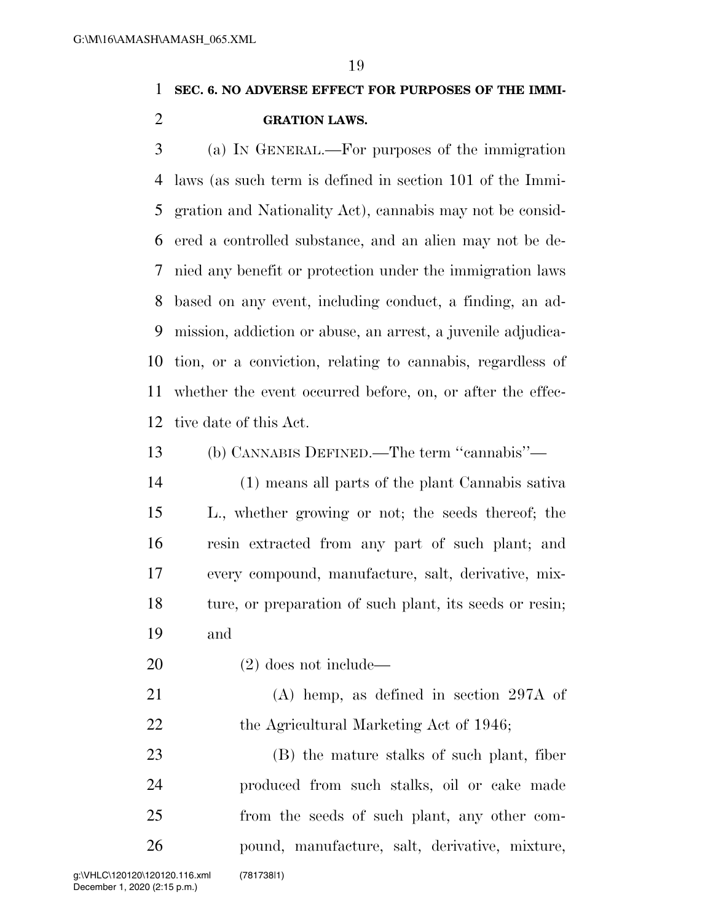**SEC. 6. NO ADVERSE EFFECT FOR PURPOSES OF THE IMMIGRATION LAWS.**

(a) IN GENERAL.—For purposes of the immigration laws (as such term is defined in section 101 of the Immigration and Nationality Act), cannabis may not be considered a controlled substance, and an alien may not be denied any benefit or protection under the immigration laws based on any event, including conduct, a finding, an admission, addiction or abuse, an arrest, a juvenile adjudication, or a conviction, relating to cannabis, regardless of whether the event occurred before, on, or after the effective date of this Act.

(b) CANNABIS DEFINED.—The term ''cannabis''—

(1) means all parts of the plant Cannabis sativa L., whether growing or not; the seeds thereof; the resin extracted from any part of such plant; and every compound, manufacture, salt, derivative, mixture, or preparation of such plant, its seeds or resin; and

(2) does not include—

(A) hemp, as defined in section 297A of the Agricultural Marketing Act of 1946;

(B) the mature stalks of such plant, fiber produced from such stalks, oil or cake made from the seeds of such plant, any other compound, manufacture, salt, derivative, mixture,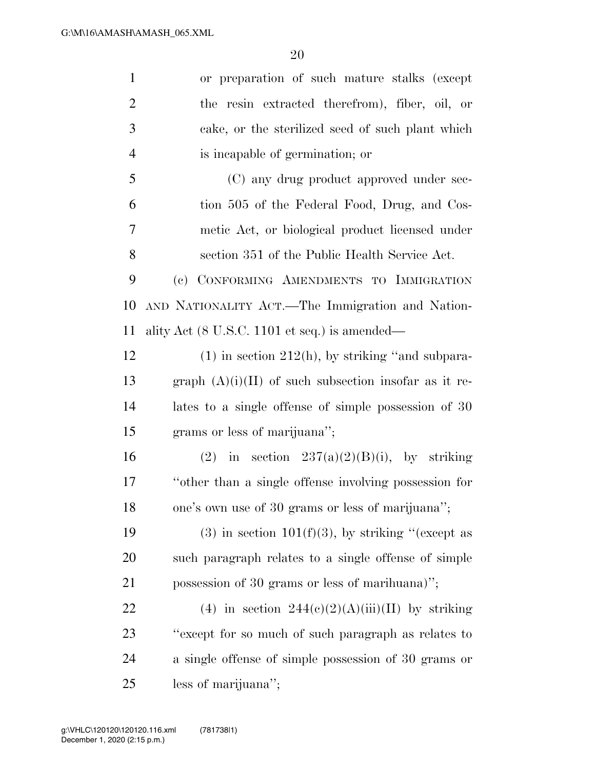or preparation of such mature stalks (except the resin extracted therefrom), fiber, oil, or cake, or the sterilized seed of such plant which is incapable of germination; or

(C) any drug product approved under section 505 of the Federal Food, Drug, and Cosmetic Act, or biological product licensed under section 351 of the Public Health Service Act.

(c) CONFORMING AMENDMENTS TO IMMIGRATION AND NATIONALITY ACT.—The Immigration and Nationality Act (8 U.S.C. 1101 et seq.) is amended—

(1) in section 212(h), by striking ''and subparagraph (A)(i)(II) of such subsection insofar as it relates to a single offense of simple possession of 30 grams or less of marijuana'';

(2) in section 237(a)(2)(B)(i), by striking ''other than a single offense involving possession for one's own use of 30 grams or less of marijuana'';

(3) in section 101(f)(3), by striking ''(except as such paragraph relates to a single offense of simple possession of 30 grams or less of marihuana)'';

(4) in section 244(c)(2)(A)(iii)(II) by striking ''except for so much of such paragraph as relates to a single offense of simple possession of 30 grams or less of marijuana'';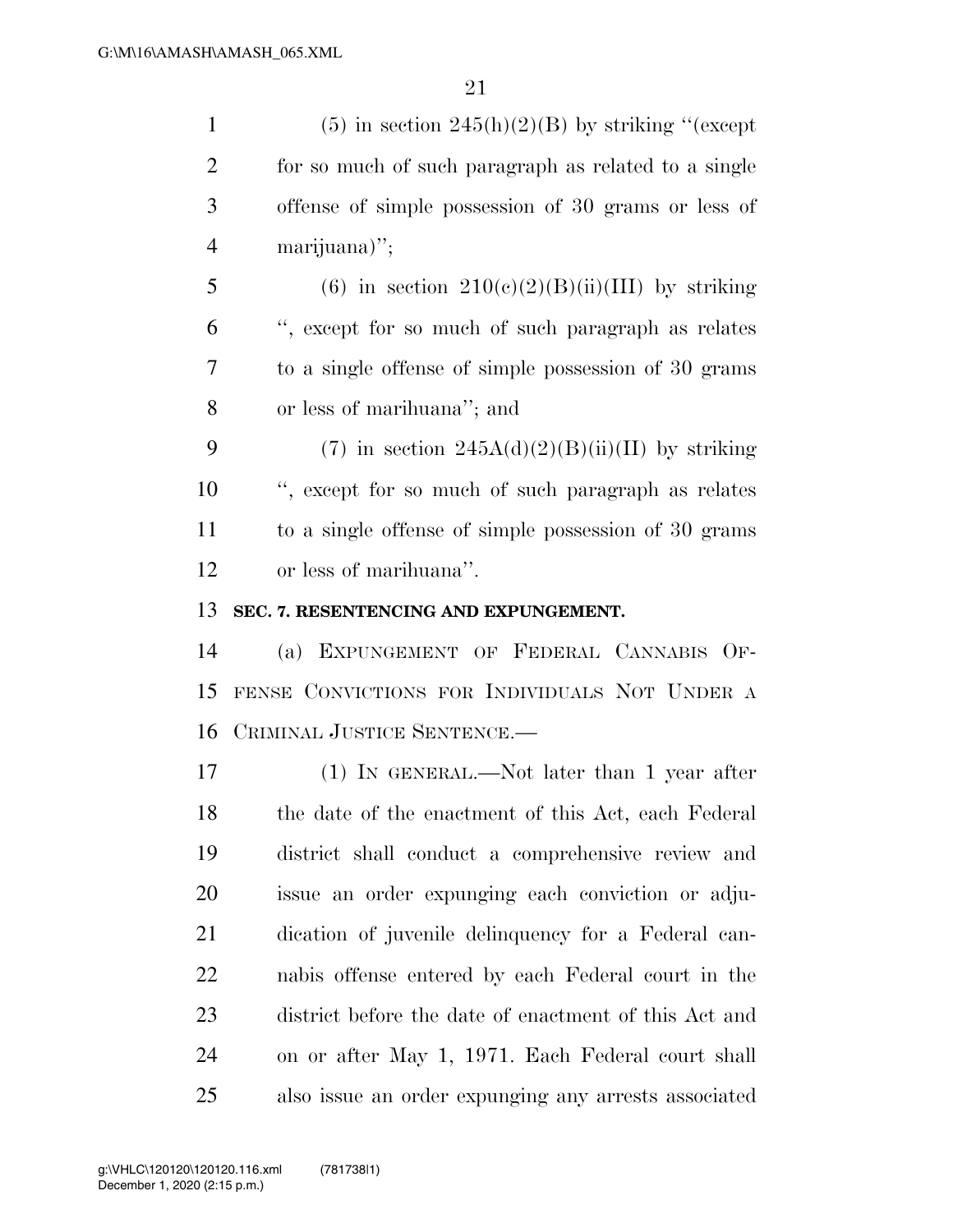(5) in section 245(h)(2)(B) by striking "(except for so much of such paragraph as related to a single offense of simple possession of 30 grams or less of marijuana)";

(6) in section 210(c)(2)(B)(ii)(III) by striking ", except for so much of such paragraph as relates to a single offense of simple possession of 30 grams or less of marihuana"; and

(7) in section 245A(d)(2)(B)(ii)(II) by striking ", except for so much of such paragraph as relates to a single offense of simple possession of 30 grams or less of marihuana".

**SEC. 7. RESENTENCING AND EXPUNGEMENT.**

(a) EXPUNGEMENT OF FEDERAL CANNABIS OFFENSE CONVICTIONS FOR INDIVIDUALS NOT UNDER A CRIMINAL JUSTICE SENTENCE.—

(1) IN GENERAL.—Not later than 1 year after the date of the enactment of this Act, each Federal district shall conduct a comprehensive review and issue an order expunging each conviction or adjudication of juvenile delinquency for a Federal cannabis offense entered by each Federal court in the district before the date of enactment of this Act and on or after May 1, 1971. Each Federal court shall also issue an order expunging any arrests associated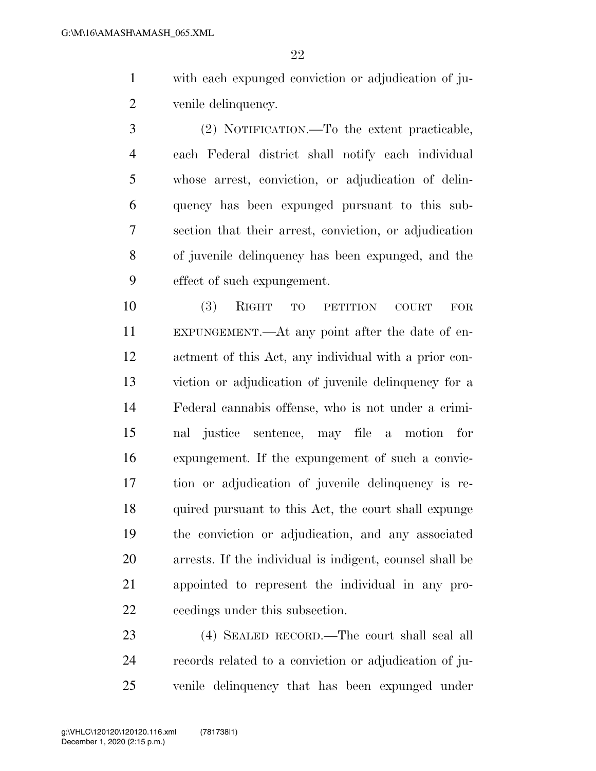with each expunged conviction or adjudication of juvenile delinquency.

(2) NOTIFICATION.—To the extent practicable, each Federal district shall notify each individual whose arrest, conviction, or adjudication of delinquency has been expunged pursuant to this subsection that their arrest, conviction, or adjudication of juvenile delinquency has been expunged, and the effect of such expungement.

(3) RIGHT TO PETITION COURT FOR EXPUNGEMENT.—At any point after the date of enactment of this Act, any individual with a prior conviction or adjudication of juvenile delinquency for a Federal cannabis offense, who is not under a criminal justice sentence, may file a motion for expungement. If the expungement of such a conviction or adjudication of juvenile delinquency is required pursuant to this Act, the court shall expunge the conviction or adjudication, and any associated arrests. If the individual is indigent, counsel shall be appointed to represent the individual in any proceedings under this subsection.

(4) SEALED RECORD.—The court shall seal all records related to a conviction or adjudication of juvenile delinquency that has been expunged under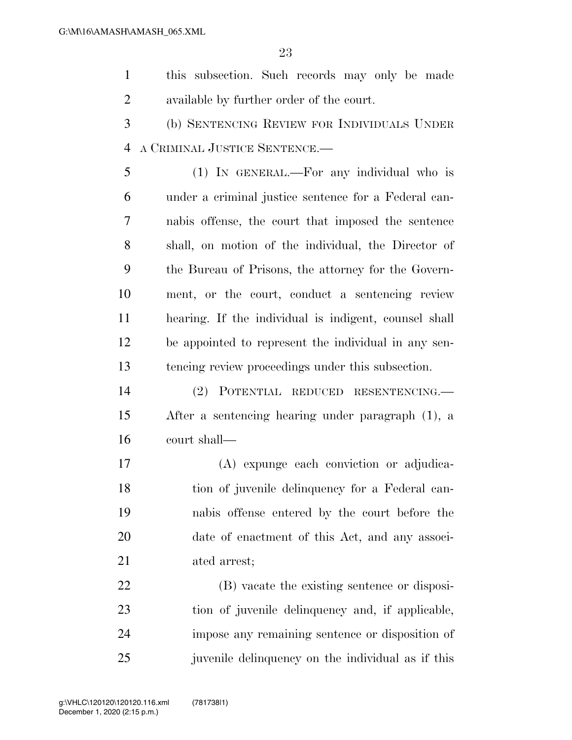this subsection. Such records may only be made available by further order of the court.

(b) SENTENCING REVIEW FOR INDIVIDUALS UNDER A CRIMINAL JUSTICE SENTENCE.—

(1) IN GENERAL.—For any individual who is under a criminal justice sentence for a Federal cannabis offense, the court that imposed the sentence shall, on motion of the individual, the Director of the Bureau of Prisons, the attorney for the Government, or the court, conduct a sentencing review hearing. If the individual is indigent, counsel shall be appointed to represent the individual in any sentencing review proceedings under this subsection.

(2) POTENTIAL REDUCED RESENTENCING.—After a sentencing hearing under paragraph (1), a court shall—

(A) expunge each conviction or adjudication of juvenile delinquency for a Federal cannabis offense entered by the court before the date of enactment of this Act, and any associated arrest;

(B) vacate the existing sentence or disposition of juvenile delinquency and, if applicable, impose any remaining sentence or disposition of juvenile delinquency on the individual as if this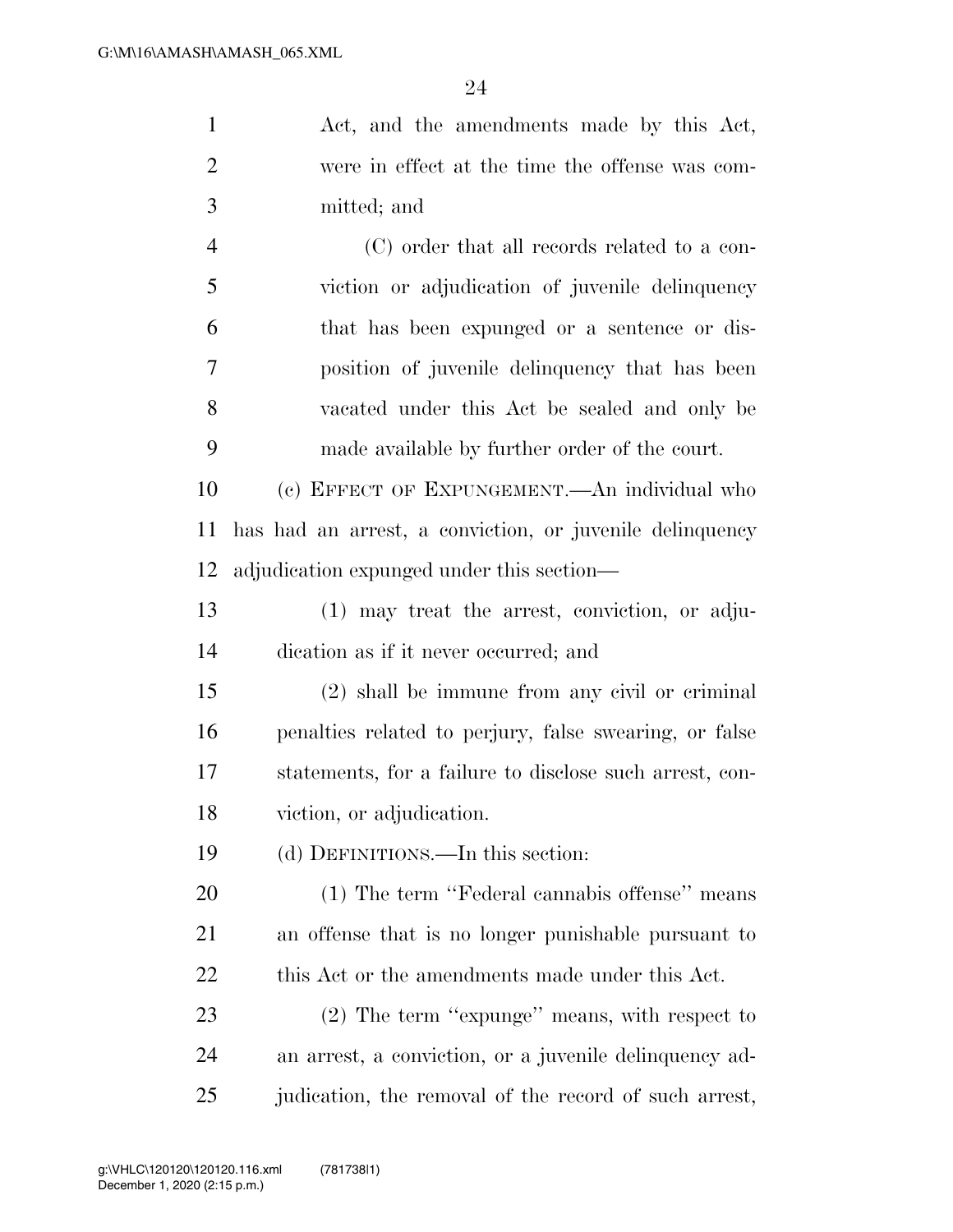Act, and the amendments made by this Act, were in effect at the time the offense was committed; and

(C) order that all records related to a conviction or adjudication of juvenile delinquency that has been expunged or a sentence or disposition of juvenile delinquency that has been vacated under this Act be sealed and only be made available by further order of the court.

(c) EFFECT OF EXPUNGEMENT.—An individual who has had an arrest, a conviction, or juvenile delinquency adjudication expunged under this section—

(1) may treat the arrest, conviction, or adjudication as if it never occurred; and

(2) shall be immune from any civil or criminal penalties related to perjury, false swearing, or false statements, for a failure to disclose such arrest, conviction, or adjudication.

(d) DEFINITIONS.—In this section:

(1) The term "Federal cannabis offense" means an offense that is no longer punishable pursuant to this Act or the amendments made under this Act.

(2) The term "expunge" means, with respect to an arrest, a conviction, or a juvenile delinquency adjudication, the removal of the record of such arrest,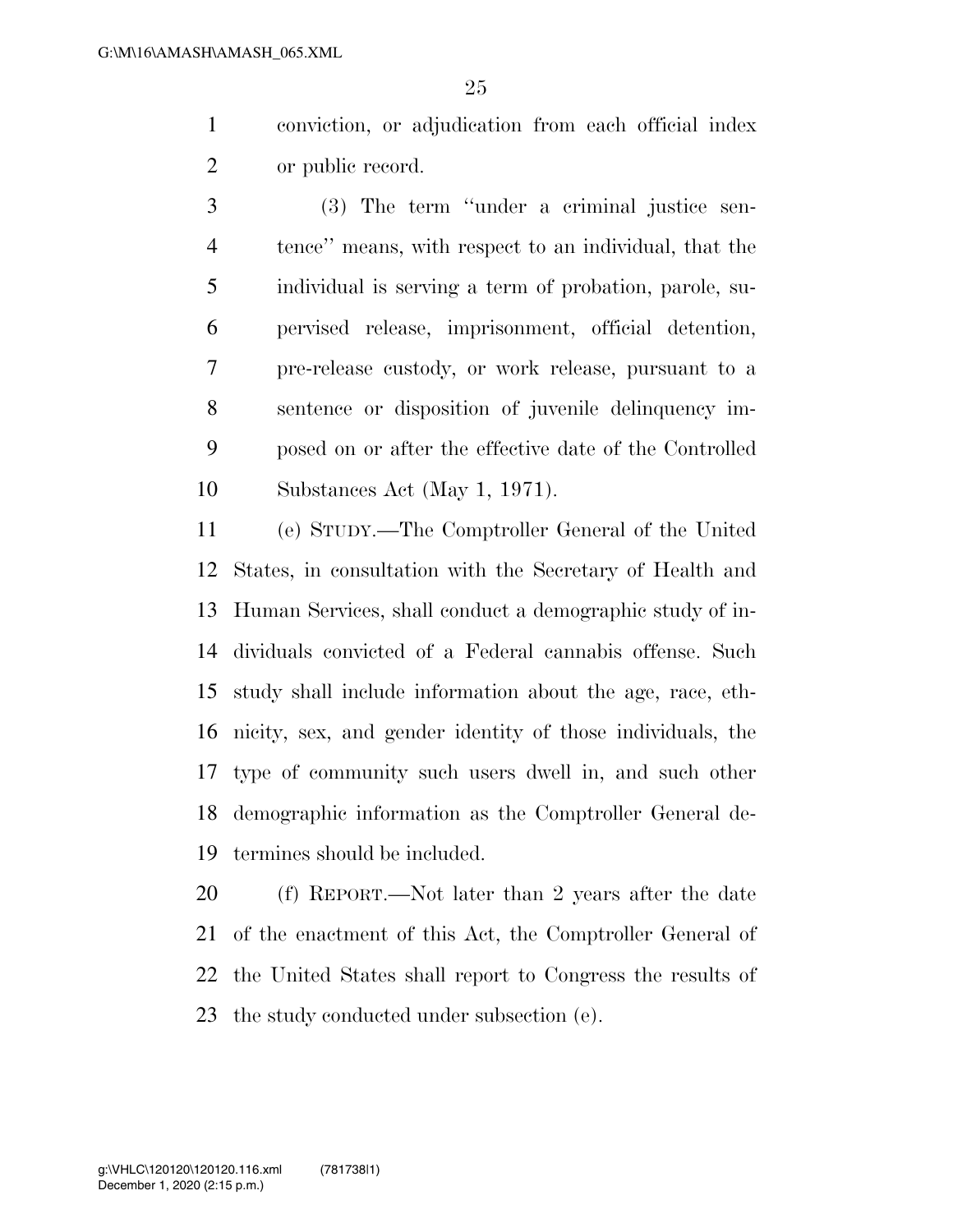conviction, or adjudication from each official index or public record.

(3) The term "under a criminal justice sentence" means, with respect to an individual, that the individual is serving a term of probation, parole, supervised release, imprisonment, official detention, pre-release custody, or work release, pursuant to a sentence or disposition of juvenile delinquency imposed on or after the effective date of the Controlled Substances Act (May 1, 1971).

(e) STUDY.—The Comptroller General of the United States, in consultation with the Secretary of Health and Human Services, shall conduct a demographic study of individuals convicted of a Federal cannabis offense. Such study shall include information about the age, race, ethnicity, sex, and gender identity of those individuals, the type of community such users dwell in, and such other demographic information as the Comptroller General determines should be included.

(f) REPORT.—Not later than 2 years after the date of the enactment of this Act, the Comptroller General of the United States shall report to Congress the results of the study conducted under subsection (e).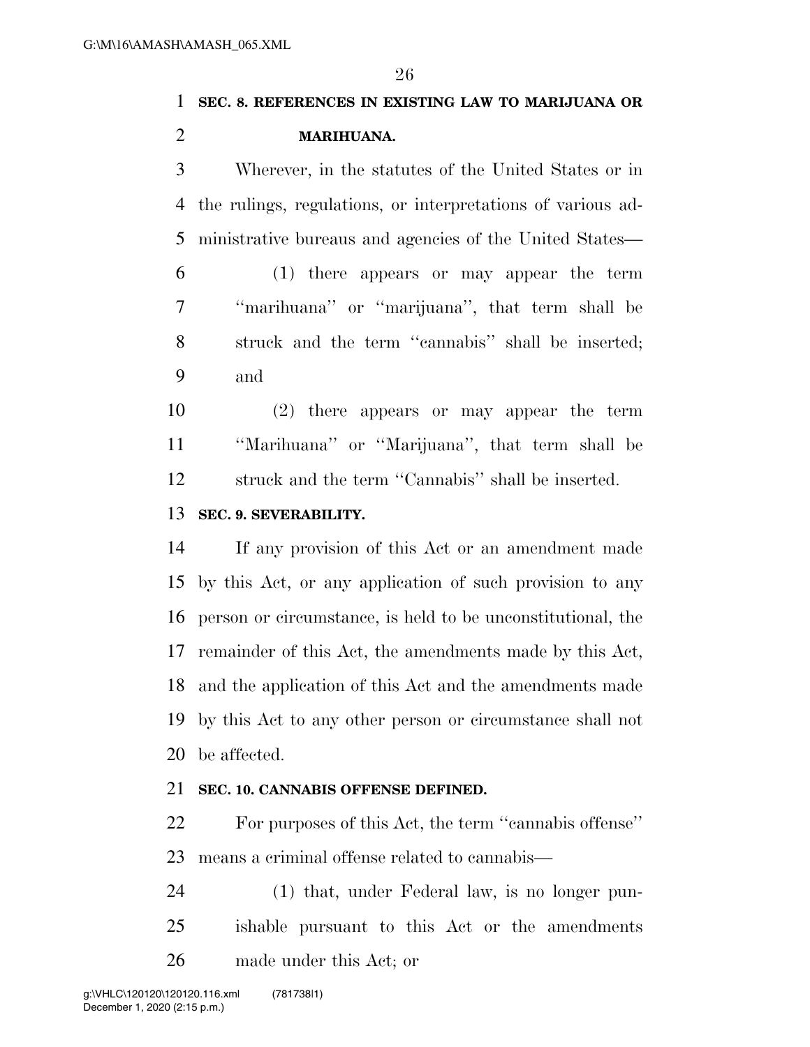**SEC. 8. REFERENCES IN EXISTING LAW TO MARIJUANA OR MARIHUANA.**

Wherever, in the statutes of the United States or in the rulings, regulations, or interpretations of various administrative bureaus and agencies of the United States—

(1) there appears or may appear the term ''marihuana'' or ''marijuana'', that term shall be struck and the term ''cannabis'' shall be inserted; and

(2) there appears or may appear the term ''Marihuana'' or ''Marijuana'', that term shall be struck and the term ''Cannabis'' shall be inserted.

**SEC. 9. SEVERABILITY.**

If any provision of this Act or an amendment made by this Act, or any application of such provision to any person or circumstance, is held to be unconstitutional, the remainder of this Act, the amendments made by this Act, and the application of this Act and the amendments made by this Act to any other person or circumstance shall not be affected.

**SEC. 10. CANNABIS OFFENSE DEFINED.**

For purposes of this Act, the term ''cannabis offense'' means a criminal offense related to cannabis—

(1) that, under Federal law, is no longer punishable pursuant to this Act or the amendments made under this Act; or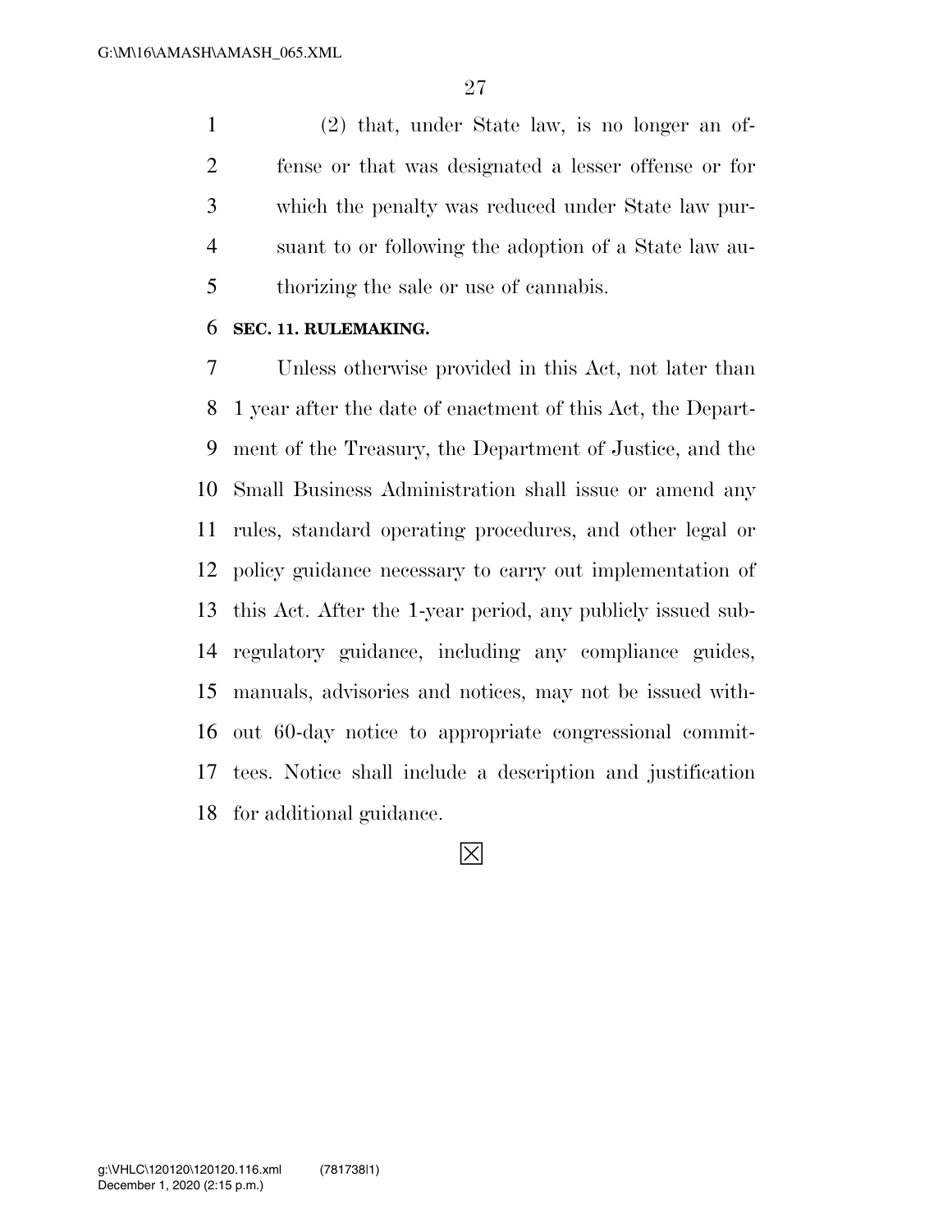(2) that, under State law, is no longer an offense or that was designated a lesser offense or for which the penalty was reduced under State law pursuant to or following the adoption of a State law authorizing the sale or use of cannabis.

**SEC. 11. RULEMAKING.**

Unless otherwise provided in this Act, not later than 1 year after the date of enactment of this Act, the Department of the Treasury, the Department of Justice, and the Small Business Administration shall issue or amend any rules, standard operating procedures, and other legal or policy guidance necessary to carry out implementation of this Act. After the 1-year period, any publicly issued subregulatory guidance, including any compliance guides, manuals, advisories and notices, may not be issued without 60-day notice to appropriate congressional committees. Notice shall include a description and justification for additional guidance.

☒